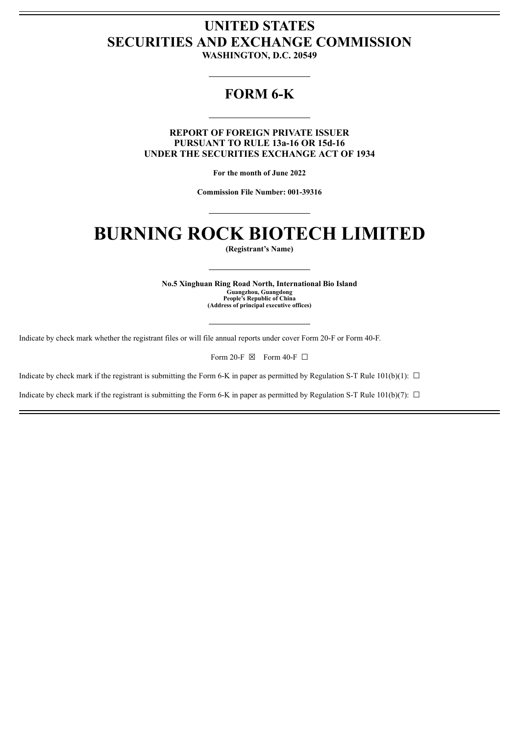# UNITED STATES
# SECURITIES AND EXCHANGE COMMISSION

**WASHINGTON, D.C. 20549**

---

## FORM 6-K

---

**REPORT OF FOREIGN PRIVATE ISSUER**
**PURSUANT TO RULE 13a-16 OR 15d-16**
**UNDER THE SECURITIES EXCHANGE ACT OF 1934**

**For the month of June 2022**

**Commission File Number: 001-39316**

---

# BURNING ROCK BIOTECH LIMITED

**(Registrant's Name)**

---

**No.5 Xinghuan Ring Road North, International Bio Island**
**Guangzhou, Guangdong**
**People's Republic of China**
**(Address of principal executive offices)**

---

Indicate by check mark whether the registrant files or will file annual reports under cover Form 20-F or Form 40-F.

Form 20-F ☒ Form 40-F ☐

Indicate by check mark if the registrant is submitting the Form 6-K in paper as permitted by Regulation S-T Rule 101(b)(1): ☐

Indicate by check mark if the registrant is submitting the Form 6-K in paper as permitted by Regulation S-T Rule 101(b)(7): ☐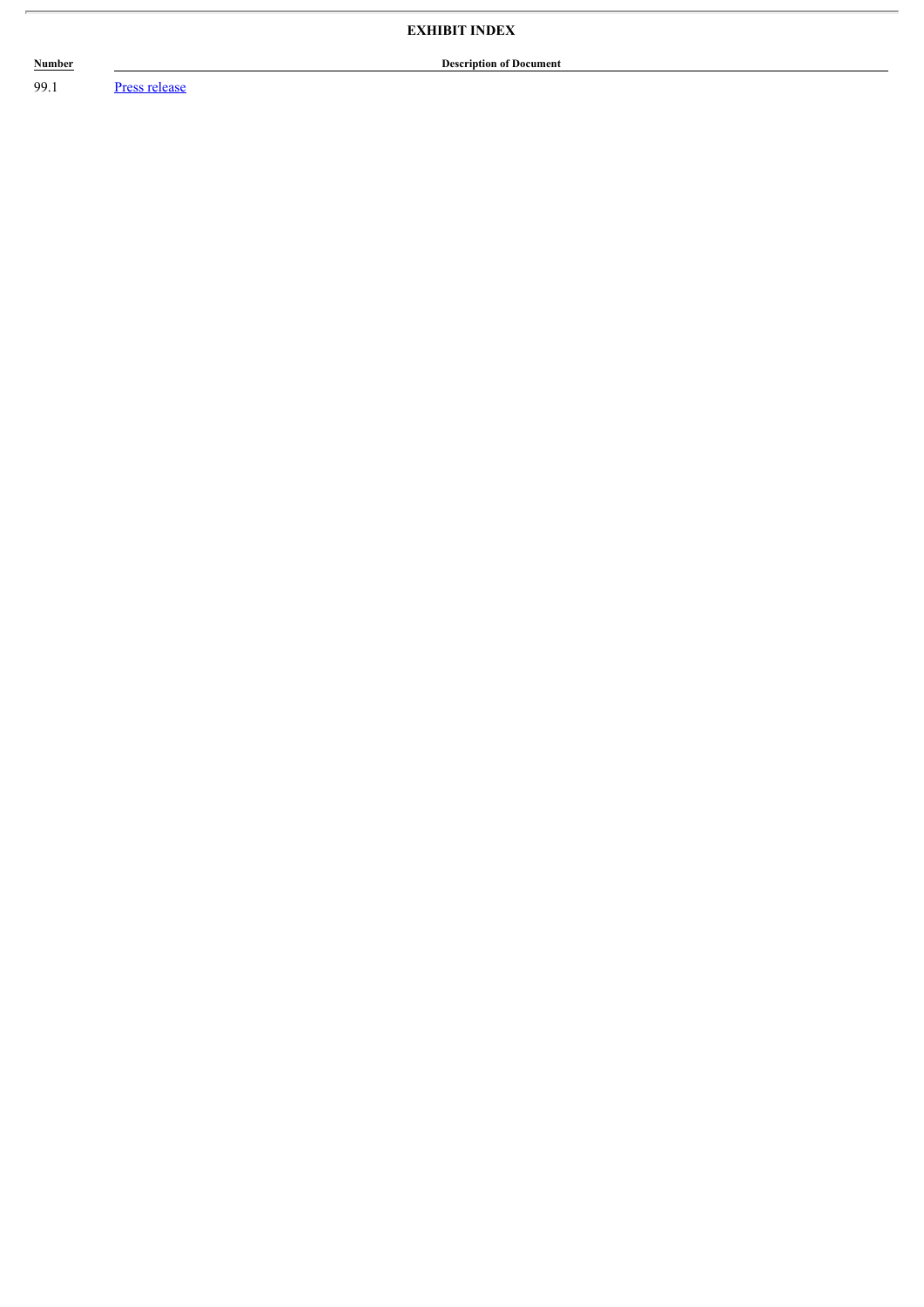**EXHIBIT INDEX**

| Number | Description of Document |
| --- | --- |
| 99.1 | Press release |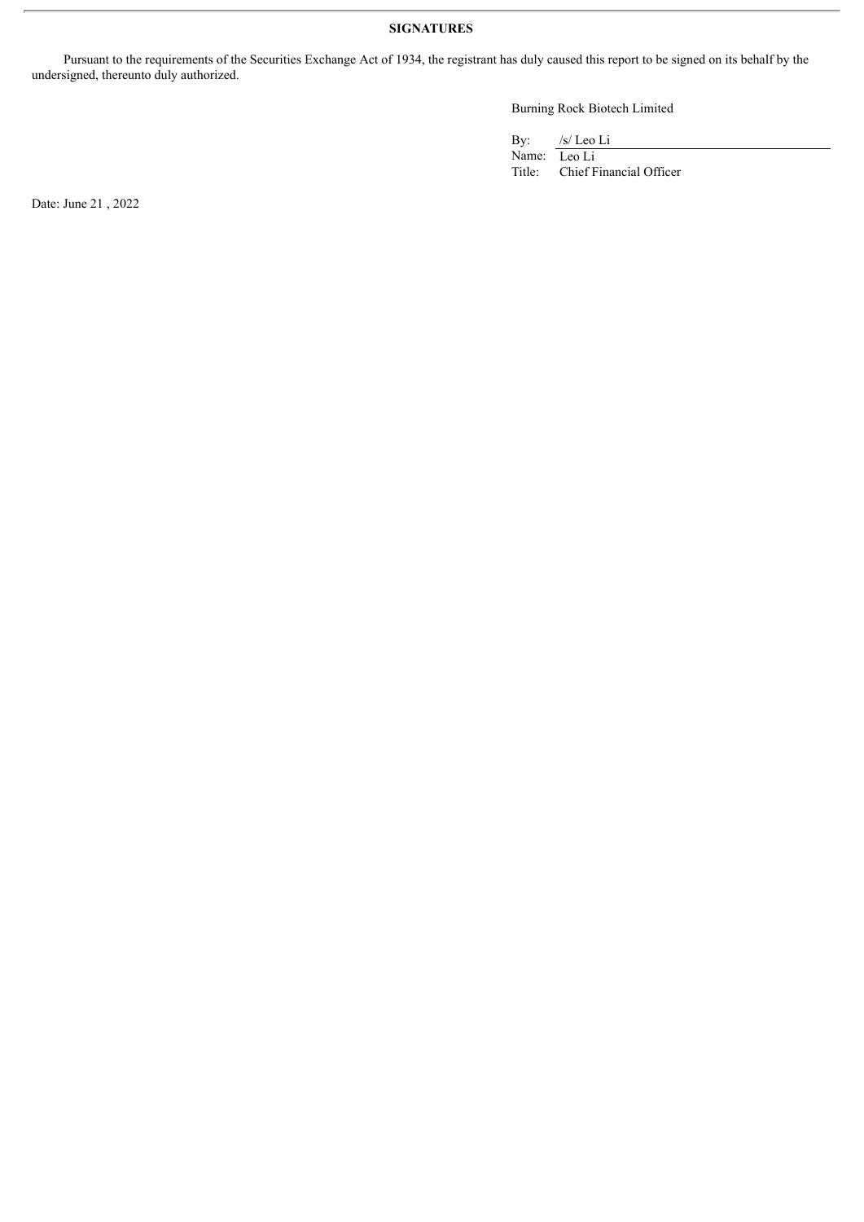**SIGNATURES**

Pursuant to the requirements of the Securities Exchange Act of 1934, the registrant has duly caused this report to be signed on its behalf by the undersigned, thereunto duly authorized.

Burning Rock Biotech Limited

By: /s/ Leo Li
Name: Leo Li
Title: Chief Financial Officer

Date: June 21 , 2022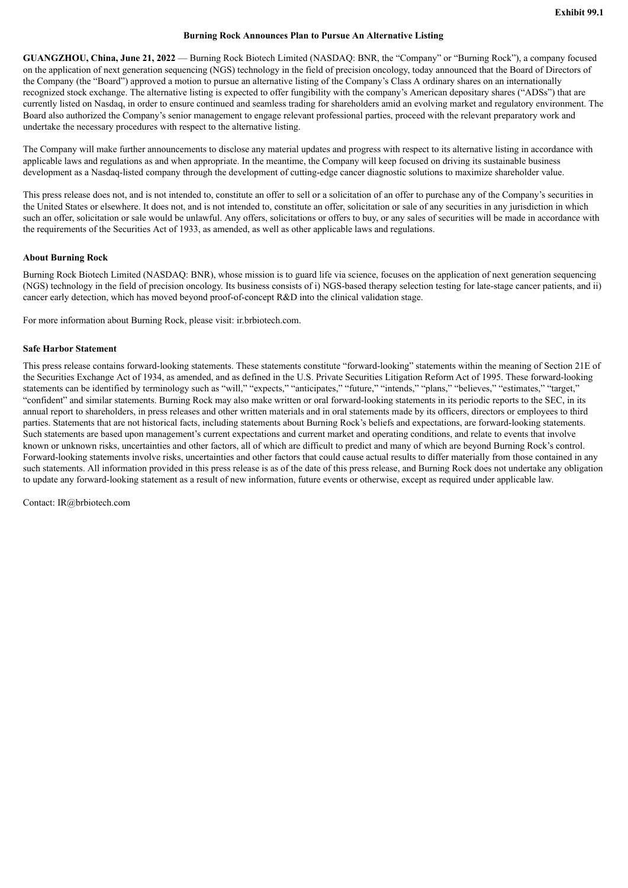Exhibit 99.1

# Burning Rock Announces Plan to Pursue An Alternative Listing

**GUANGZHOU, China, June 21, 2022** — Burning Rock Biotech Limited (NASDAQ: BNR, the "Company" or "Burning Rock"), a company focused on the application of next generation sequencing (NGS) technology in the field of precision oncology, today announced that the Board of Directors of the Company (the "Board") approved a motion to pursue an alternative listing of the Company's Class A ordinary shares on an internationally recognized stock exchange. The alternative listing is expected to offer fungibility with the company's American depositary shares ("ADSs") that are currently listed on Nasdaq, in order to ensure continued and seamless trading for shareholders amid an evolving market and regulatory environment. The Board also authorized the Company's senior management to engage relevant professional parties, proceed with the relevant preparatory work and undertake the necessary procedures with respect to the alternative listing.

The Company will make further announcements to disclose any material updates and progress with respect to its alternative listing in accordance with applicable laws and regulations as and when appropriate. In the meantime, the Company will keep focused on driving its sustainable business development as a Nasdaq-listed company through the development of cutting-edge cancer diagnostic solutions to maximize shareholder value.

This press release does not, and is not intended to, constitute an offer to sell or a solicitation of an offer to purchase any of the Company's securities in the United States or elsewhere. It does not, and is not intended to, constitute an offer, solicitation or sale of any securities in any jurisdiction in which such an offer, solicitation or sale would be unlawful. Any offers, solicitations or offers to buy, or any sales of securities will be made in accordance with the requirements of the Securities Act of 1933, as amended, as well as other applicable laws and regulations.

## About Burning Rock

Burning Rock Biotech Limited (NASDAQ: BNR), whose mission is to guard life via science, focuses on the application of next generation sequencing (NGS) technology in the field of precision oncology. Its business consists of i) NGS-based therapy selection testing for late-stage cancer patients, and ii) cancer early detection, which has moved beyond proof-of-concept R&D into the clinical validation stage.

For more information about Burning Rock, please visit: ir.brbiotech.com.

## Safe Harbor Statement

This press release contains forward-looking statements. These statements constitute "forward-looking" statements within the meaning of Section 21E of the Securities Exchange Act of 1934, as amended, and as defined in the U.S. Private Securities Litigation Reform Act of 1995. These forward-looking statements can be identified by terminology such as "will," "expects," "anticipates," "future," "intends," "plans," "believes," "estimates," "target," "confident" and similar statements. Burning Rock may also make written or oral forward-looking statements in its periodic reports to the SEC, in its annual report to shareholders, in press releases and other written materials and in oral statements made by its officers, directors or employees to third parties. Statements that are not historical facts, including statements about Burning Rock's beliefs and expectations, are forward-looking statements. Such statements are based upon management's current expectations and current market and operating conditions, and relate to events that involve known or unknown risks, uncertainties and other factors, all of which are difficult to predict and many of which are beyond Burning Rock's control. Forward-looking statements involve risks, uncertainties and other factors that could cause actual results to differ materially from those contained in any such statements. All information provided in this press release is as of the date of this press release, and Burning Rock does not undertake any obligation to update any forward-looking statement as a result of new information, future events or otherwise, except as required under applicable law.

Contact: IR@brbiotech.com